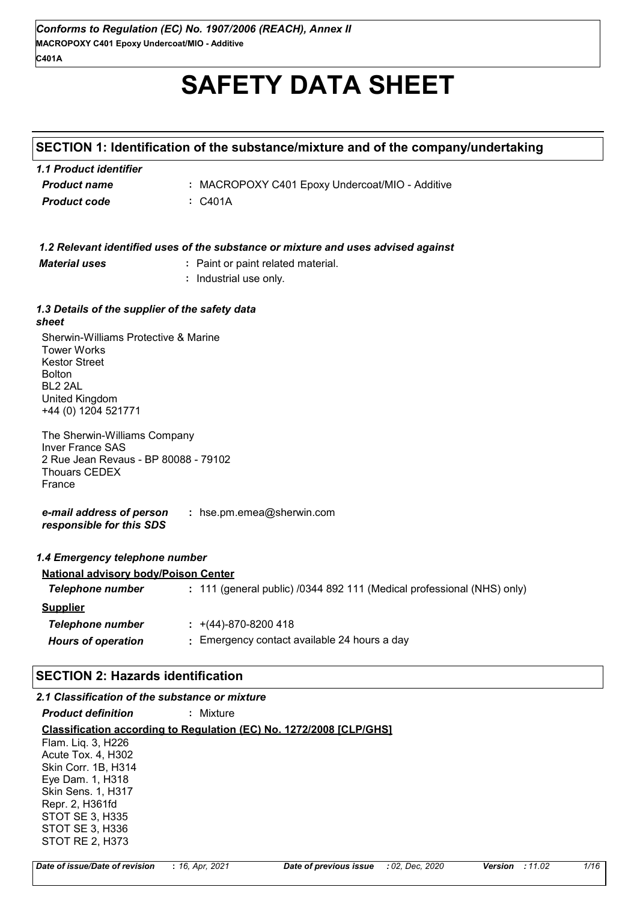# SAFETY DATA SHEET

## SECTION 1: Identification of the substance/mixture and of the company/undertaking

### 1.1 Product identifier

| | |
|---|---|
| ***Product name*** | **:** MACROPOXY C401 Epoxy Undercoat/MIO - Additive |
| ***Product code*** | **:** C401A |

### 1.2 Relevant identified uses of the substance or mixture and uses advised against

| | |
|---|---|
| ***Material uses*** | **:** Paint or paint related material. |
| | **:** Industrial use only. |

### 1.3 Details of the supplier of the safety data sheet

Sherwin-Williams Protective & Marine
Tower Works
Kestor Street
Bolton
BL2 2AL
United Kingdom
+44 (0) 1204 521771

The Sherwin-Williams Company
Inver France SAS
2 Rue Jean Revaus - BP 80088 - 79102
Thouars CEDEX
France

| | |
|---|---|
| ***e-mail address of person responsible for this SDS*** | **:** hse.pm.emea@sherwin.com |

### 1.4 Emergency telephone number

**National advisory body/Poison Center**

| | |
|---|---|
| ***Telephone number*** | **:** 111 (general public) /0344 892 111 (Medical professional (NHS) only) |

**Supplier**

| | |
|---|---|
| ***Telephone number*** | **:** +(44)-870-8200 418 |
| ***Hours of operation*** | **:** Emergency contact available 24 hours a day |

## SECTION 2: Hazards identification

### 2.1 Classification of the substance or mixture

| | |
|---|---|
| ***Product definition*** | **:** Mixture |

**Classification according to Regulation (EC) No. 1272/2008 [CLP/GHS]**

Flam. Liq. 3, H226
Acute Tox. 4, H302
Skin Corr. 1B, H314
Eye Dam. 1, H318
Skin Sens. 1, H317
Repr. 2, H361fd
STOT SE 3, H335
STOT SE 3, H336
STOT RE 2, H373

| *Date of issue/Date of revision* | : 16, Apr, 2021 | *Date of previous issue* | : 02, Dec, 2020 | *Version* | : 11.02 |
|---|---|---|---|---|---|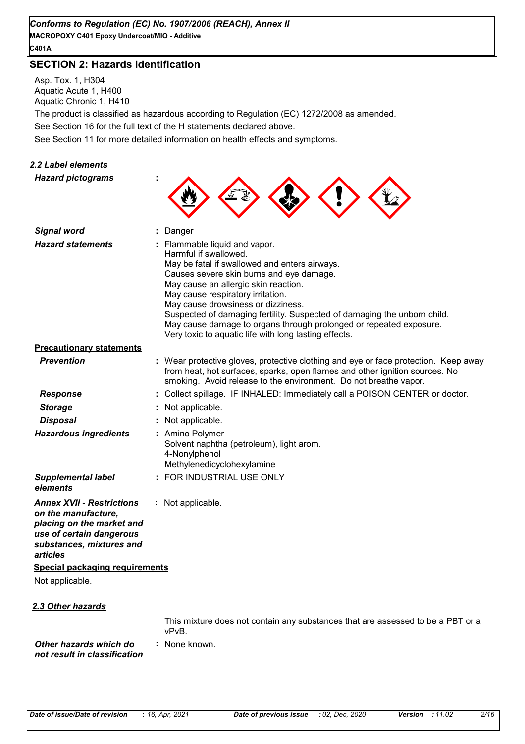## SECTION 2: Hazards identification

Asp. Tox. 1, H304
Aquatic Acute 1, H400
Aquatic Chronic 1, H410

The product is classified as hazardous according to Regulation (EC) 1272/2008 as amended.

See Section 16 for the full text of the H statements declared above.

See Section 11 for more detailed information on health effects and symptoms.

### 2.2 Label elements

***Hazard pictograms*** :

***Signal word*** : Danger

***Hazard statements*** : Flammable liquid and vapor.
Harmful if swallowed.
May be fatal if swallowed and enters airways.
Causes severe skin burns and eye damage.
May cause an allergic skin reaction.
May cause respiratory irritation.
May cause drowsiness or dizziness.
Suspected of damaging fertility. Suspected of damaging the unborn child.
May cause damage to organs through prolonged or repeated exposure.
Very toxic to aquatic life with long lasting effects.

**Precautionary statements**

***Prevention*** : Wear protective gloves, protective clothing and eye or face protection. Keep away from heat, hot surfaces, sparks, open flames and other ignition sources. No smoking. Avoid release to the environment. Do not breathe vapor.

***Response*** : Collect spillage. IF INHALED: Immediately call a POISON CENTER or doctor.

***Storage*** : Not applicable.

***Disposal*** : Not applicable.

***Hazardous ingredients*** : Amino Polymer
Solvent naphtha (petroleum), light arom.
4-Nonylphenol
Methylenedicyclohexylamine

***Supplemental label elements*** : FOR INDUSTRIAL USE ONLY

***Annex XVII - Restrictions on the manufacture, placing on the market and use of certain dangerous substances, mixtures and articles*** : Not applicable.

**Special packaging requirements**

Not applicable.

### 2.3 Other hazards

This mixture does not contain any substances that are assessed to be a PBT or a vPvB.

***Other hazards which do not result in classification*** : None known.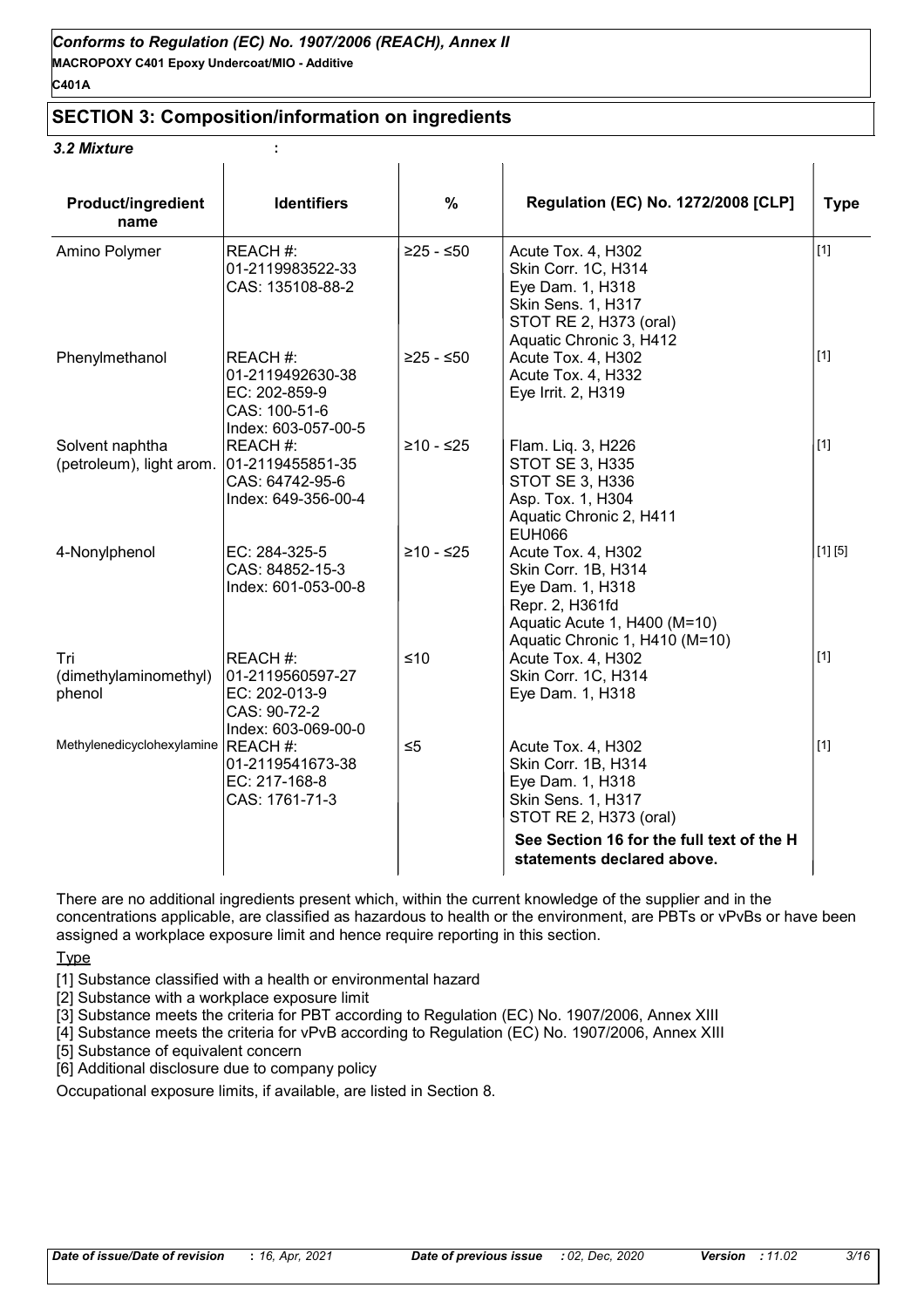## SECTION 3: Composition/information on ingredients

***3.2 Mixture*** :

| Product/ingredient name | Identifiers | % | Regulation (EC) No. 1272/2008 [CLP] | Type |
|---|---|---|---|---|
| Amino Polymer | REACH #: 01-2119983522-33<br>CAS: 135108-88-2 | ≥25 - ≤50 | Acute Tox. 4, H302<br>Skin Corr. 1C, H314<br>Eye Dam. 1, H318<br>Skin Sens. 1, H317<br>STOT RE 2, H373 (oral)<br>Aquatic Chronic 3, H412 | [1] |
| Phenylmethanol | REACH #: 01-2119492630-38<br>EC: 202-859-9<br>CAS: 100-51-6<br>Index: 603-057-00-5 | ≥25 - ≤50 | Acute Tox. 4, H302<br>Acute Tox. 4, H332<br>Eye Irrit. 2, H319 | [1] |
| Solvent naphtha (petroleum), light arom. | REACH #: 01-2119455851-35<br>CAS: 64742-95-6<br>Index: 649-356-00-4 | ≥10 - ≤25 | Flam. Liq. 3, H226<br>STOT SE 3, H335<br>STOT SE 3, H336<br>Asp. Tox. 1, H304<br>Aquatic Chronic 2, H411<br>EUH066 | [1] |
| 4-Nonylphenol | EC: 284-325-5<br>CAS: 84852-15-3<br>Index: 601-053-00-8 | ≥10 - ≤25 | Acute Tox. 4, H302<br>Skin Corr. 1B, H314<br>Eye Dam. 1, H318<br>Repr. 2, H361fd<br>Aquatic Acute 1, H400 (M=10)<br>Aquatic Chronic 1, H410 (M=10) | [1] [5] |
| Tri (dimethylaminomethyl) phenol | REACH #: 01-2119560597-27<br>EC: 202-013-9<br>CAS: 90-72-2<br>Index: 603-069-00-0 | ≤10 | Acute Tox. 4, H302<br>Skin Corr. 1C, H314<br>Eye Dam. 1, H318 | [1] |
| Methylenedicyclohexylamine | REACH #: 01-2119541673-38<br>EC: 217-168-8<br>CAS: 1761-71-3 | ≤5 | Acute Tox. 4, H302<br>Skin Corr. 1B, H314<br>Eye Dam. 1, H318<br>Skin Sens. 1, H317<br>STOT RE 2, H373 (oral) | [1] |
| | | | **See Section 16 for the full text of the H statements declared above.** | |

There are no additional ingredients present which, within the current knowledge of the supplier and in the concentrations applicable, are classified as hazardous to health or the environment, are PBTs or vPvBs or have been assigned a workplace exposure limit and hence require reporting in this section.

Type

[1] Substance classified with a health or environmental hazard

[2] Substance with a workplace exposure limit

[3] Substance meets the criteria for PBT according to Regulation (EC) No. 1907/2006, Annex XIII

[4] Substance meets the criteria for vPvB according to Regulation (EC) No. 1907/2006, Annex XIII

[5] Substance of equivalent concern

[6] Additional disclosure due to company policy

Occupational exposure limits, if available, are listed in Section 8.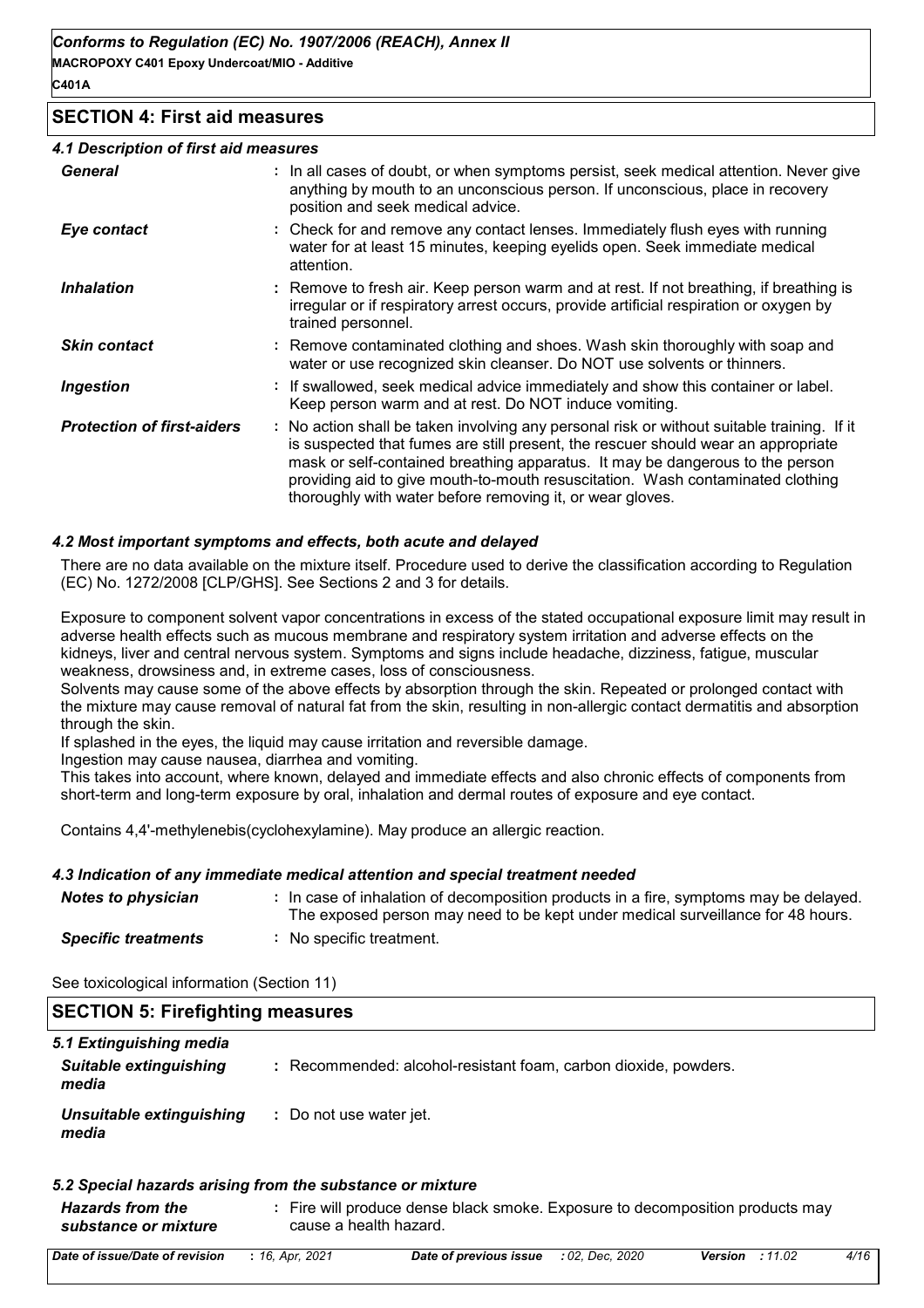## SECTION 4: First aid measures

### 4.1 Description of first aid measures

| | |
|---|---|
| ***General*** | : In all cases of doubt, or when symptoms persist, seek medical attention. Never give anything by mouth to an unconscious person. If unconscious, place in recovery position and seek medical advice. |
| ***Eye contact*** | : Check for and remove any contact lenses. Immediately flush eyes with running water for at least 15 minutes, keeping eyelids open. Seek immediate medical attention. |
| ***Inhalation*** | : Remove to fresh air. Keep person warm and at rest. If not breathing, if breathing is irregular or if respiratory arrest occurs, provide artificial respiration or oxygen by trained personnel. |
| ***Skin contact*** | : Remove contaminated clothing and shoes. Wash skin thoroughly with soap and water or use recognized skin cleanser. Do NOT use solvents or thinners. |
| ***Ingestion*** | : If swallowed, seek medical advice immediately and show this container or label. Keep person warm and at rest. Do NOT induce vomiting. |
| ***Protection of first-aiders*** | : No action shall be taken involving any personal risk or without suitable training. If it is suspected that fumes are still present, the rescuer should wear an appropriate mask or self-contained breathing apparatus. It may be dangerous to the person providing aid to give mouth-to-mouth resuscitation. Wash contaminated clothing thoroughly with water before removing it, or wear gloves. |

### 4.2 Most important symptoms and effects, both acute and delayed

There are no data available on the mixture itself. Procedure used to derive the classification according to Regulation (EC) No. 1272/2008 [CLP/GHS]. See Sections 2 and 3 for details.

Exposure to component solvent vapor concentrations in excess of the stated occupational exposure limit may result in adverse health effects such as mucous membrane and respiratory system irritation and adverse effects on the kidneys, liver and central nervous system. Symptoms and signs include headache, dizziness, fatigue, muscular weakness, drowsiness and, in extreme cases, loss of consciousness.
Solvents may cause some of the above effects by absorption through the skin. Repeated or prolonged contact with the mixture may cause removal of natural fat from the skin, resulting in non-allergic contact dermatitis and absorption through the skin.
If splashed in the eyes, the liquid may cause irritation and reversible damage.
Ingestion may cause nausea, diarrhea and vomiting.
This takes into account, where known, delayed and immediate effects and also chronic effects of components from short-term and long-term exposure by oral, inhalation and dermal routes of exposure and eye contact.

Contains 4,4'-methylenebis(cyclohexylamine). May produce an allergic reaction.

### 4.3 Indication of any immediate medical attention and special treatment needed

| | |
|---|---|
| ***Notes to physician*** | : In case of inhalation of decomposition products in a fire, symptoms may be delayed. The exposed person may need to be kept under medical surveillance for 48 hours. |
| ***Specific treatments*** | : No specific treatment. |

See toxicological information (Section 11)

## SECTION 5: Firefighting measures

### 5.1 Extinguishing media

| | |
|---|---|
| ***Suitable extinguishing media*** | : Recommended: alcohol-resistant foam, carbon dioxide, powders. |
| ***Unsuitable extinguishing media*** | : Do not use water jet. |

### 5.2 Special hazards arising from the substance or mixture

| | |
|---|---|
| ***Hazards from the substance or mixture*** | : Fire will produce dense black smoke. Exposure to decomposition products may cause a health hazard. |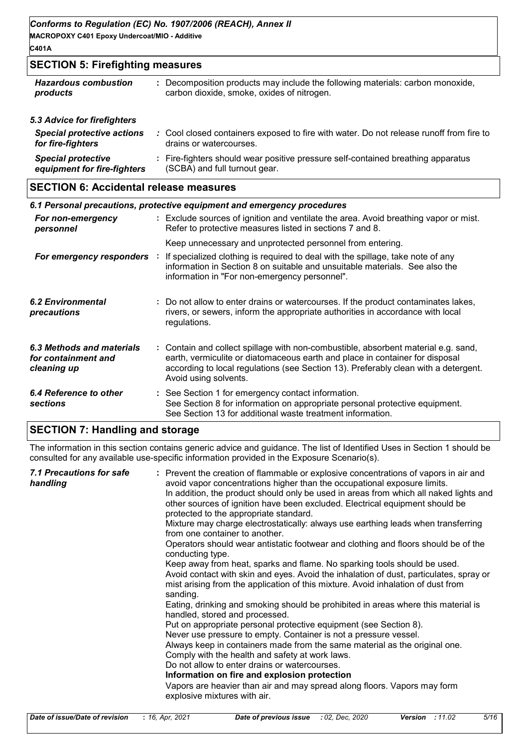## SECTION 5: Firefighting measures

| | |
|---|---|
| ***Hazardous combustion products*** | Decomposition products may include the following materials: carbon monoxide, carbon dioxide, smoke, oxides of nitrogen. |

### *5.3 Advice for firefighters*

| | |
|---|---|
| ***Special protective actions for fire-fighters*** | Cool closed containers exposed to fire with water. Do not release runoff from fire to drains or watercourses. |
| ***Special protective equipment for fire-fighters*** | Fire-fighters should wear positive pressure self-contained breathing apparatus (SCBA) and full turnout gear. |

## SECTION 6: Accidental release measures

### *6.1 Personal precautions, protective equipment and emergency procedures*

| | |
|---|---|
| ***For non-emergency personnel*** | Exclude sources of ignition and ventilate the area. Avoid breathing vapor or mist. Refer to protective measures listed in sections 7 and 8. Keep unnecessary and unprotected personnel from entering. |
| ***For emergency responders*** | If specialized clothing is required to deal with the spillage, take note of any information in Section 8 on suitable and unsuitable materials. See also the information in "For non-emergency personnel". |
| ***6.2 Environmental precautions*** | Do not allow to enter drains or watercourses. If the product contaminates lakes, rivers, or sewers, inform the appropriate authorities in accordance with local regulations. |
| ***6.3 Methods and materials for containment and cleaning up*** | Contain and collect spillage with non-combustible, absorbent material e.g. sand, earth, vermiculite or diatomaceous earth and place in container for disposal according to local regulations (see Section 13). Preferably clean with a detergent. Avoid using solvents. |
| ***6.4 Reference to other sections*** | See Section 1 for emergency contact information. See Section 8 for information on appropriate personal protective equipment. See Section 13 for additional waste treatment information. |

## SECTION 7: Handling and storage

The information in this section contains generic advice and guidance. The list of Identified Uses in Section 1 should be consulted for any available use-specific information provided in the Exposure Scenario(s).

***7.1 Precautions for safe handling*** :

Prevent the creation of flammable or explosive concentrations of vapors in air and avoid vapor concentrations higher than the occupational exposure limits.
In addition, the product should only be used in areas from which all naked lights and other sources of ignition have been excluded. Electrical equipment should be protected to the appropriate standard.
Mixture may charge electrostatically: always use earthing leads when transferring from one container to another.
Operators should wear antistatic footwear and clothing and floors should be of the conducting type.
Keep away from heat, sparks and flame. No sparking tools should be used.
Avoid contact with skin and eyes. Avoid the inhalation of dust, particulates, spray or mist arising from the application of this mixture. Avoid inhalation of dust from sanding.
Eating, drinking and smoking should be prohibited in areas where this material is handled, stored and processed.
Put on appropriate personal protective equipment (see Section 8).
Never use pressure to empty. Container is not a pressure vessel.
Always keep in containers made from the same material as the original one.
Comply with the health and safety at work laws.
Do not allow to enter drains or watercourses.

**Information on fire and explosion protection**

Vapors are heavier than air and may spread along floors. Vapors may form explosive mixtures with air.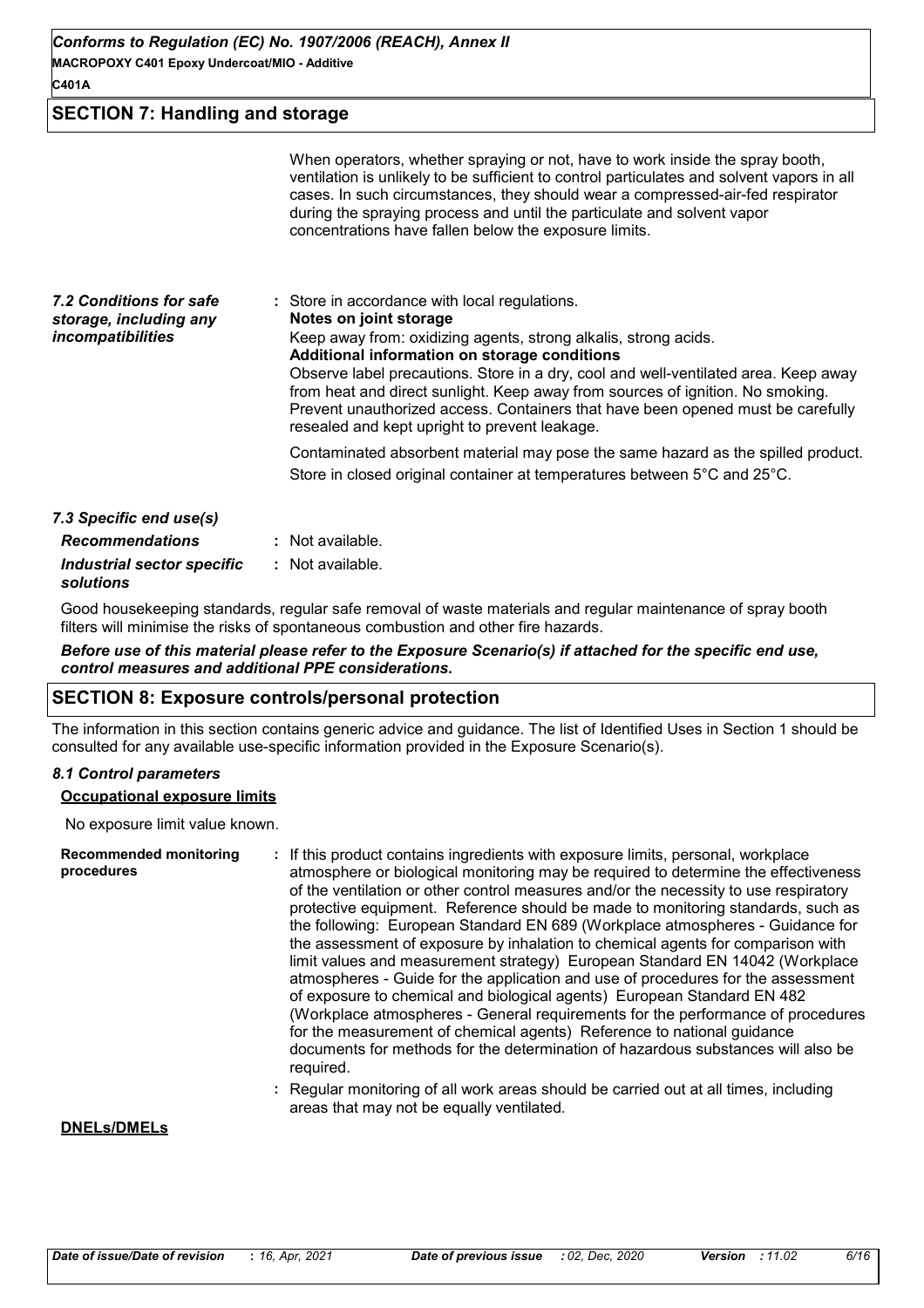## SECTION 7: Handling and storage

When operators, whether spraying or not, have to work inside the spray booth, ventilation is unlikely to be sufficient to control particulates and solvent vapors in all cases. In such circumstances, they should wear a compressed-air-fed respirator during the spraying process and until the particulate and solvent vapor concentrations have fallen below the exposure limits.

***7.2 Conditions for safe storage, including any incompatibilities*** : Store in accordance with local regulations.

**Notes on joint storage**

Keep away from: oxidizing agents, strong alkalis, strong acids.

**Additional information on storage conditions**

Observe label precautions. Store in a dry, cool and well-ventilated area. Keep away from heat and direct sunlight. Keep away from sources of ignition. No smoking. Prevent unauthorized access. Containers that have been opened must be carefully resealed and kept upright to prevent leakage.

Contaminated absorbent material may pose the same hazard as the spilled product.

Store in closed original container at temperatures between 5°C and 25°C.

***7.3 Specific end use(s)***

***Recommendations*** : Not available.

***Industrial sector specific solutions*** : Not available.

Good housekeeping standards, regular safe removal of waste materials and regular maintenance of spray booth filters will minimise the risks of spontaneous combustion and other fire hazards.

***Before use of this material please refer to the Exposure Scenario(s) if attached for the specific end use, control measures and additional PPE considerations.***

## SECTION 8: Exposure controls/personal protection

The information in this section contains generic advice and guidance. The list of Identified Uses in Section 1 should be consulted for any available use-specific information provided in the Exposure Scenario(s).

***8.1 Control parameters***

**Occupational exposure limits**

No exposure limit value known.

**Recommended monitoring procedures** : If this product contains ingredients with exposure limits, personal, workplace atmosphere or biological monitoring may be required to determine the effectiveness of the ventilation or other control measures and/or the necessity to use respiratory protective equipment. Reference should be made to monitoring standards, such as the following: European Standard EN 689 (Workplace atmospheres - Guidance for the assessment of exposure by inhalation to chemical agents for comparison with limit values and measurement strategy) European Standard EN 14042 (Workplace atmospheres - Guide for the application and use of procedures for the assessment of exposure to chemical and biological agents) European Standard EN 482 (Workplace atmospheres - General requirements for the performance of procedures for the measurement of chemical agents) Reference to national guidance documents for methods for the determination of hazardous substances will also be required.

: Regular monitoring of all work areas should be carried out at all times, including areas that may not be equally ventilated.

**DNELs/DMELs**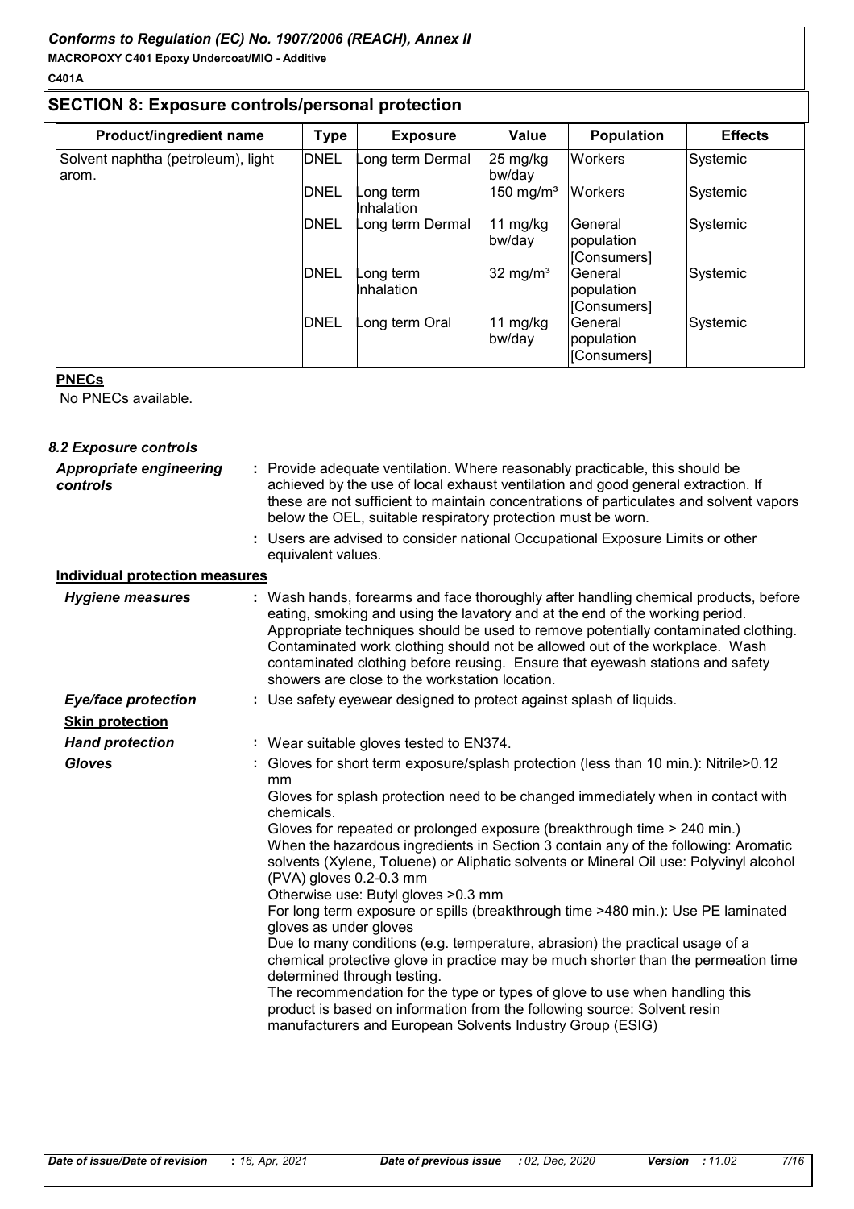## SECTION 8: Exposure controls/personal protection

| Product/ingredient name | Type | Exposure | Value | Population | Effects |
|---|---|---|---|---|---|
| Solvent naphtha (petroleum), light arom. | DNEL | Long term Dermal | 25 mg/kg bw/day | Workers | Systemic |
| | DNEL | Long term Inhalation | 150 mg/m³ | Workers | Systemic |
| | DNEL | Long term Dermal | 11 mg/kg bw/day | General population [Consumers] | Systemic |
| | DNEL | Long term Inhalation | 32 mg/m³ | General population [Consumers] | Systemic |
| | DNEL | Long term Oral | 11 mg/kg bw/day | General population [Consumers] | Systemic |

**PNECs**

No PNECs available.

### *8.2 Exposure controls*

***Appropriate engineering controls*** : Provide adequate ventilation. Where reasonably practicable, this should be achieved by the use of local exhaust ventilation and good general extraction. If these are not sufficient to maintain concentrations of particulates and solvent vapors below the OEL, suitable respiratory protection must be worn.

: Users are advised to consider national Occupational Exposure Limits or other equivalent values.

**Individual protection measures**

***Hygiene measures*** : Wash hands, forearms and face thoroughly after handling chemical products, before eating, smoking and using the lavatory and at the end of the working period. Appropriate techniques should be used to remove potentially contaminated clothing. Contaminated work clothing should not be allowed out of the workplace. Wash contaminated clothing before reusing. Ensure that eyewash stations and safety showers are close to the workstation location.

***Eye/face protection*** : Use safety eyewear designed to protect against splash of liquids.

**Skin protection**

***Hand protection*** : Wear suitable gloves tested to EN374.

***Gloves*** : Gloves for short term exposure/splash protection (less than 10 min.): Nitrile>0.12 mm

Gloves for splash protection need to be changed immediately when in contact with chemicals.

Gloves for repeated or prolonged exposure (breakthrough time > 240 min.)

When the hazardous ingredients in Section 3 contain any of the following: Aromatic solvents (Xylene, Toluene) or Aliphatic solvents or Mineral Oil use: Polyvinyl alcohol (PVA) gloves 0.2-0.3 mm

Otherwise use: Butyl gloves >0.3 mm

For long term exposure or spills (breakthrough time >480 min.): Use PE laminated gloves as under gloves

Due to many conditions (e.g. temperature, abrasion) the practical usage of a chemical protective glove in practice may be much shorter than the permeation time determined through testing.

The recommendation for the type or types of glove to use when handling this product is based on information from the following source: Solvent resin manufacturers and European Solvents Industry Group (ESIG)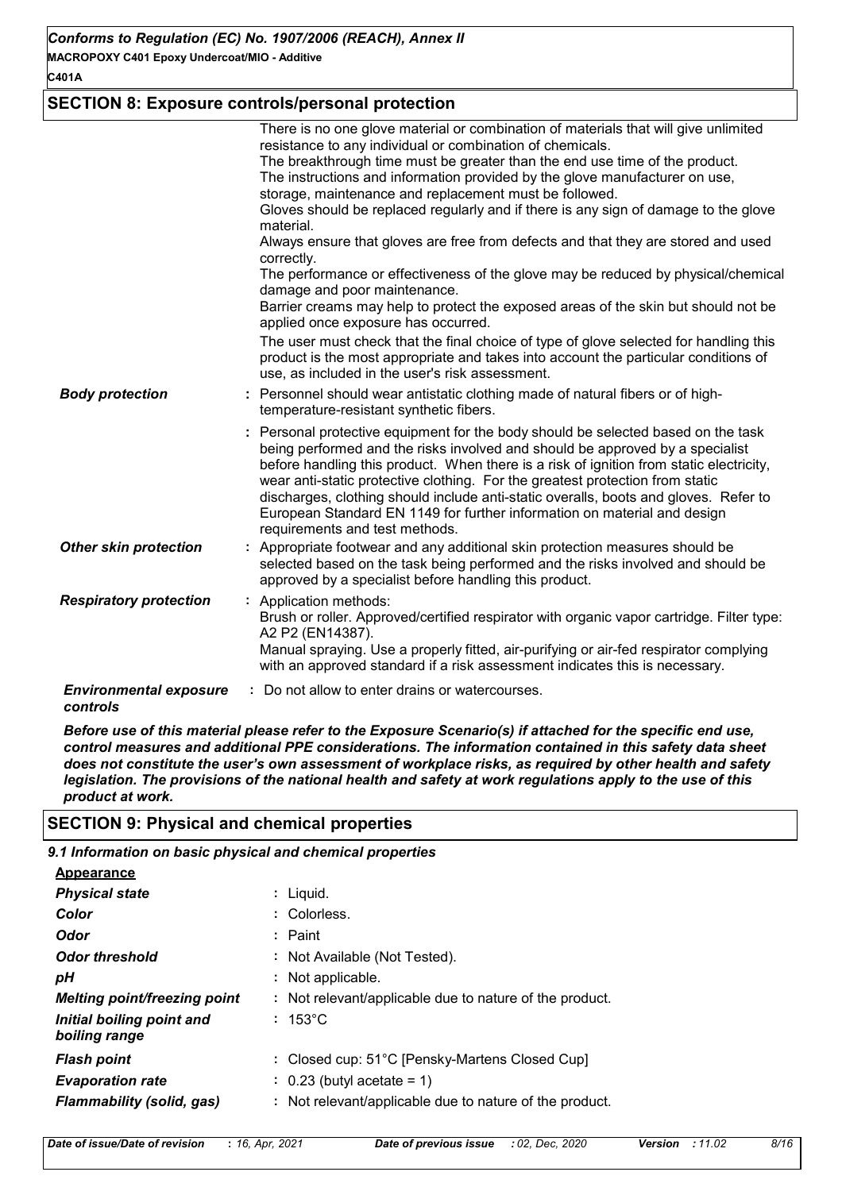## SECTION 8: Exposure controls/personal protection

There is no one glove material or combination of materials that will give unlimited resistance to any individual or combination of chemicals.
The breakthrough time must be greater than the end use time of the product.
The instructions and information provided by the glove manufacturer on use, storage, maintenance and replacement must be followed.
Gloves should be replaced regularly and if there is any sign of damage to the glove material.
Always ensure that gloves are free from defects and that they are stored and used correctly.
The performance or effectiveness of the glove may be reduced by physical/chemical damage and poor maintenance.
Barrier creams may help to protect the exposed areas of the skin but should not be applied once exposure has occurred.
The user must check that the final choice of type of glove selected for handling this product is the most appropriate and takes into account the particular conditions of use, as included in the user's risk assessment.

***Body protection*** : Personnel should wear antistatic clothing made of natural fibers or of high-temperature-resistant synthetic fibers.

: Personal protective equipment for the body should be selected based on the task being performed and the risks involved and should be approved by a specialist before handling this product. When there is a risk of ignition from static electricity, wear anti-static protective clothing. For the greatest protection from static discharges, clothing should include anti-static overalls, boots and gloves. Refer to European Standard EN 1149 for further information on material and design requirements and test methods.

***Other skin protection*** : Appropriate footwear and any additional skin protection measures should be selected based on the task being performed and the risks involved and should be approved by a specialist before handling this product.

***Respiratory protection*** : Application methods:
Brush or roller. Approved/certified respirator with organic vapor cartridge. Filter type: A2 P2 (EN14387).
Manual spraying. Use a properly fitted, air-purifying or air-fed respirator complying with an approved standard if a risk assessment indicates this is necessary.

***Environmental exposure controls*** : Do not allow to enter drains or watercourses.

***Before use of this material please refer to the Exposure Scenario(s) if attached for the specific end use, control measures and additional PPE considerations. The information contained in this safety data sheet does not constitute the user's own assessment of workplace risks, as required by other health and safety legislation. The provisions of the national health and safety at work regulations apply to the use of this product at work.***

## SECTION 9: Physical and chemical properties

***9.1 Information on basic physical and chemical properties***

**Appearance**

| | |
|---|---|
| ***Physical state*** | : Liquid. |
| ***Color*** | : Colorless. |
| ***Odor*** | : Paint |
| ***Odor threshold*** | : Not Available (Not Tested). |
| ***pH*** | : Not applicable. |
| ***Melting point/freezing point*** | : Not relevant/applicable due to nature of the product. |
| ***Initial boiling point and boiling range*** | : 153°C |
| ***Flash point*** | : Closed cup: 51°C [Pensky-Martens Closed Cup] |
| ***Evaporation rate*** | : 0.23 (butyl acetate = 1) |
| ***Flammability (solid, gas)*** | : Not relevant/applicable due to nature of the product. |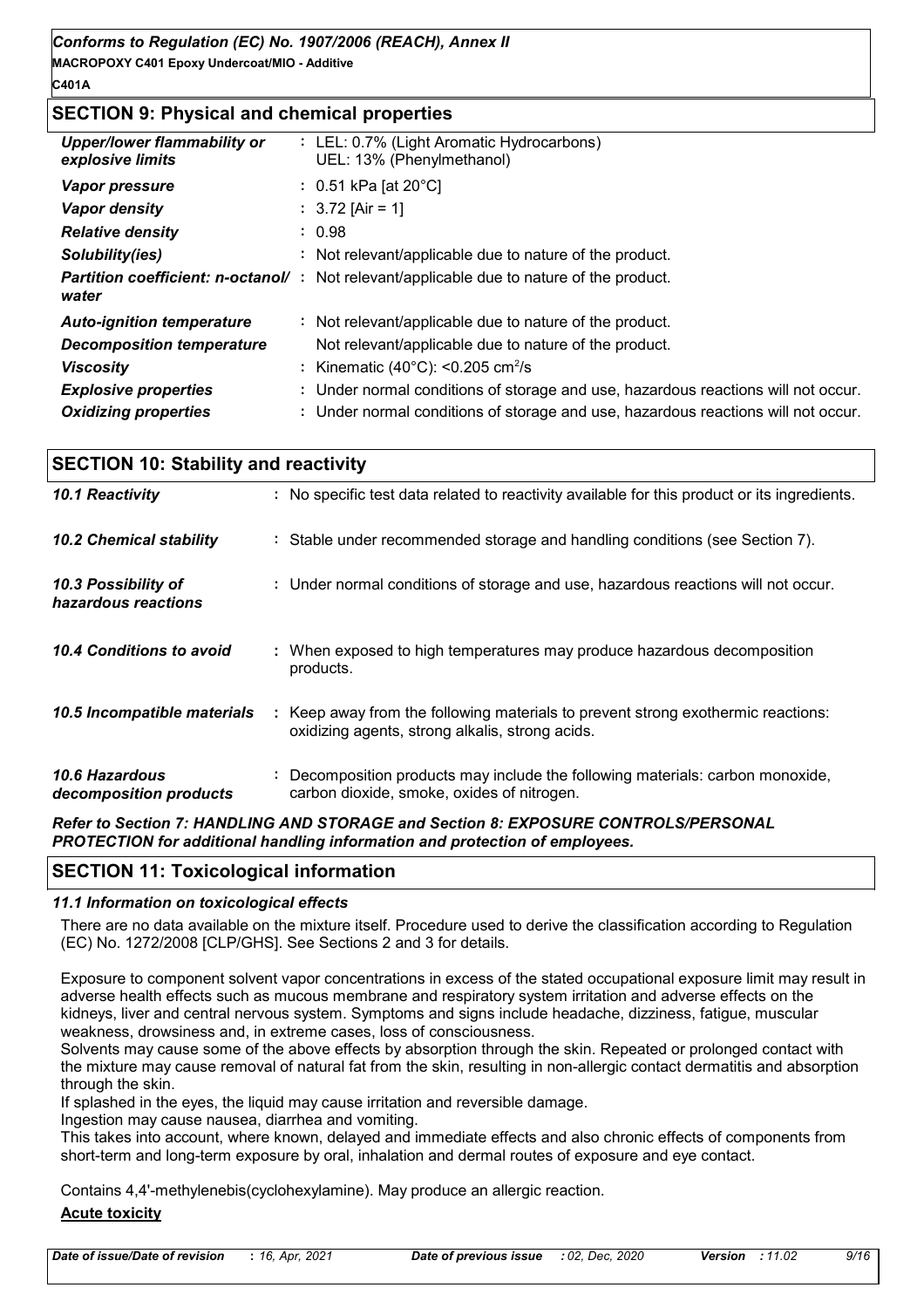## SECTION 9: Physical and chemical properties

| | |
|---|---|
| ***Upper/lower flammability or explosive limits*** | : LEL: 0.7% (Light Aromatic Hydrocarbons) UEL: 13% (Phenylmethanol) |
| ***Vapor pressure*** | : 0.51 kPa [at 20°C] |
| ***Vapor density*** | : 3.72 [Air = 1] |
| ***Relative density*** | : 0.98 |
| ***Solubility(ies)*** | : Not relevant/applicable due to nature of the product. |
| ***Partition coefficient: n-octanol/water*** | : Not relevant/applicable due to nature of the product. |
| ***Auto-ignition temperature*** | : Not relevant/applicable due to nature of the product. |
| ***Decomposition temperature*** | Not relevant/applicable due to nature of the product. |
| ***Viscosity*** | : Kinematic (40°C): <0.205 $cm^2/s$ |
| ***Explosive properties*** | : Under normal conditions of storage and use, hazardous reactions will not occur. |
| ***Oxidizing properties*** | : Under normal conditions of storage and use, hazardous reactions will not occur. |

## SECTION 10: Stability and reactivity

| | |
|---|---|
| ***10.1 Reactivity*** | : No specific test data related to reactivity available for this product or its ingredients. |
| ***10.2 Chemical stability*** | : Stable under recommended storage and handling conditions (see Section 7). |
| ***10.3 Possibility of hazardous reactions*** | : Under normal conditions of storage and use, hazardous reactions will not occur. |
| ***10.4 Conditions to avoid*** | : When exposed to high temperatures may produce hazardous decomposition products. |
| ***10.5 Incompatible materials*** | : Keep away from the following materials to prevent strong exothermic reactions: oxidizing agents, strong alkalis, strong acids. |
| ***10.6 Hazardous decomposition products*** | : Decomposition products may include the following materials: carbon monoxide, carbon dioxide, smoke, oxides of nitrogen. |

***Refer to Section 7: HANDLING AND STORAGE and Section 8: EXPOSURE CONTROLS/PERSONAL PROTECTION for additional handling information and protection of employees.***

## SECTION 11: Toxicological information

### *11.1 Information on toxicological effects*

There are no data available on the mixture itself. Procedure used to derive the classification according to Regulation (EC) No. 1272/2008 [CLP/GHS]. See Sections 2 and 3 for details.

Exposure to component solvent vapor concentrations in excess of the stated occupational exposure limit may result in adverse health effects such as mucous membrane and respiratory system irritation and adverse effects on the kidneys, liver and central nervous system. Symptoms and signs include headache, dizziness, fatigue, muscular weakness, drowsiness and, in extreme cases, loss of consciousness.
Solvents may cause some of the above effects by absorption through the skin. Repeated or prolonged contact with the mixture may cause removal of natural fat from the skin, resulting in non-allergic contact dermatitis and absorption through the skin.
If splashed in the eyes, the liquid may cause irritation and reversible damage.
Ingestion may cause nausea, diarrhea and vomiting.
This takes into account, where known, delayed and immediate effects and also chronic effects of components from short-term and long-term exposure by oral, inhalation and dermal routes of exposure and eye contact.

Contains 4,4'-methylenebis(cyclohexylamine). May produce an allergic reaction.

**Acute toxicity**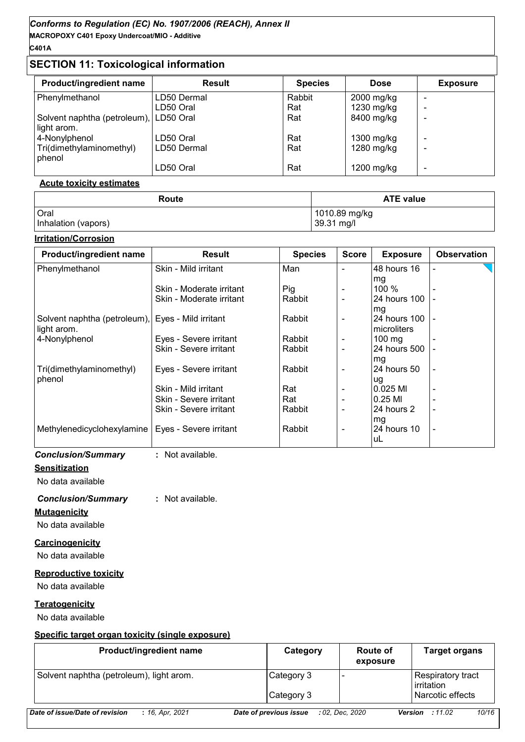## SECTION 11: Toxicological information

| Product/ingredient name | Result | Species | Dose | Exposure |
|---|---|---|---|---|
| Phenylmethanol | LD50 Dermal | Rabbit | 2000 mg/kg | - |
| | LD50 Oral | Rat | 1230 mg/kg | - |
| Solvent naphtha (petroleum), light arom. | LD50 Oral | Rat | 8400 mg/kg | - |
| 4-Nonylphenol | LD50 Oral | Rat | 1300 mg/kg | - |
| Tri(dimethylaminomethyl) phenol | LD50 Dermal | Rat | 1280 mg/kg | - |
| | LD50 Oral | Rat | 1200 mg/kg | - |

**Acute toxicity estimates**

| Route | ATE value |
|---|---|
| Oral | 1010.89 mg/kg |
| Inhalation (vapors) | 39.31 mg/l |

**Irritation/Corrosion**

| Product/ingredient name | Result | Species | Score | Exposure | Observation |
|---|---|---|---|---|---|
| Phenylmethanol | Skin - Mild irritant | Man | - | 48 hours 16 mg | - |
| | Skin - Moderate irritant | Pig | - | 100 % | - |
| | Skin - Moderate irritant | Rabbit | - | 24 hours 100 mg | - |
| Solvent naphtha (petroleum), light arom. | Eyes - Mild irritant | Rabbit | - | 24 hours 100 microliters | - |
| 4-Nonylphenol | Eyes - Severe irritant | Rabbit | - | 100 mg | - |
| | Skin - Severe irritant | Rabbit | - | 24 hours 500 mg | - |
| Tri(dimethylaminomethyl) phenol | Eyes - Severe irritant | Rabbit | - | 24 hours 50 ug | - |
| | Skin - Mild irritant | Rat | - | 0.025 Ml | - |
| | Skin - Severe irritant | Rat | - | 0.25 Ml | - |
| | Skin - Severe irritant | Rabbit | - | 24 hours 2 mg | - |
| Methylenedicyclohexylamine | Eyes - Severe irritant | Rabbit | - | 24 hours 10 uL | - |

***Conclusion/Summary*** : Not available.

**Sensitization**

No data available

***Conclusion/Summary*** : Not available.

**Mutagenicity**

No data available

**Carcinogenicity**

No data available

**Reproductive toxicity**

No data available

**Teratogenicity**

No data available

**Specific target organ toxicity (single exposure)**

| Product/ingredient name | Category | Route of exposure | Target organs |
|---|---|---|---|
| Solvent naphtha (petroleum), light arom. | Category 3 | - | Respiratory tract irritation |
| | Category 3 | | Narcotic effects |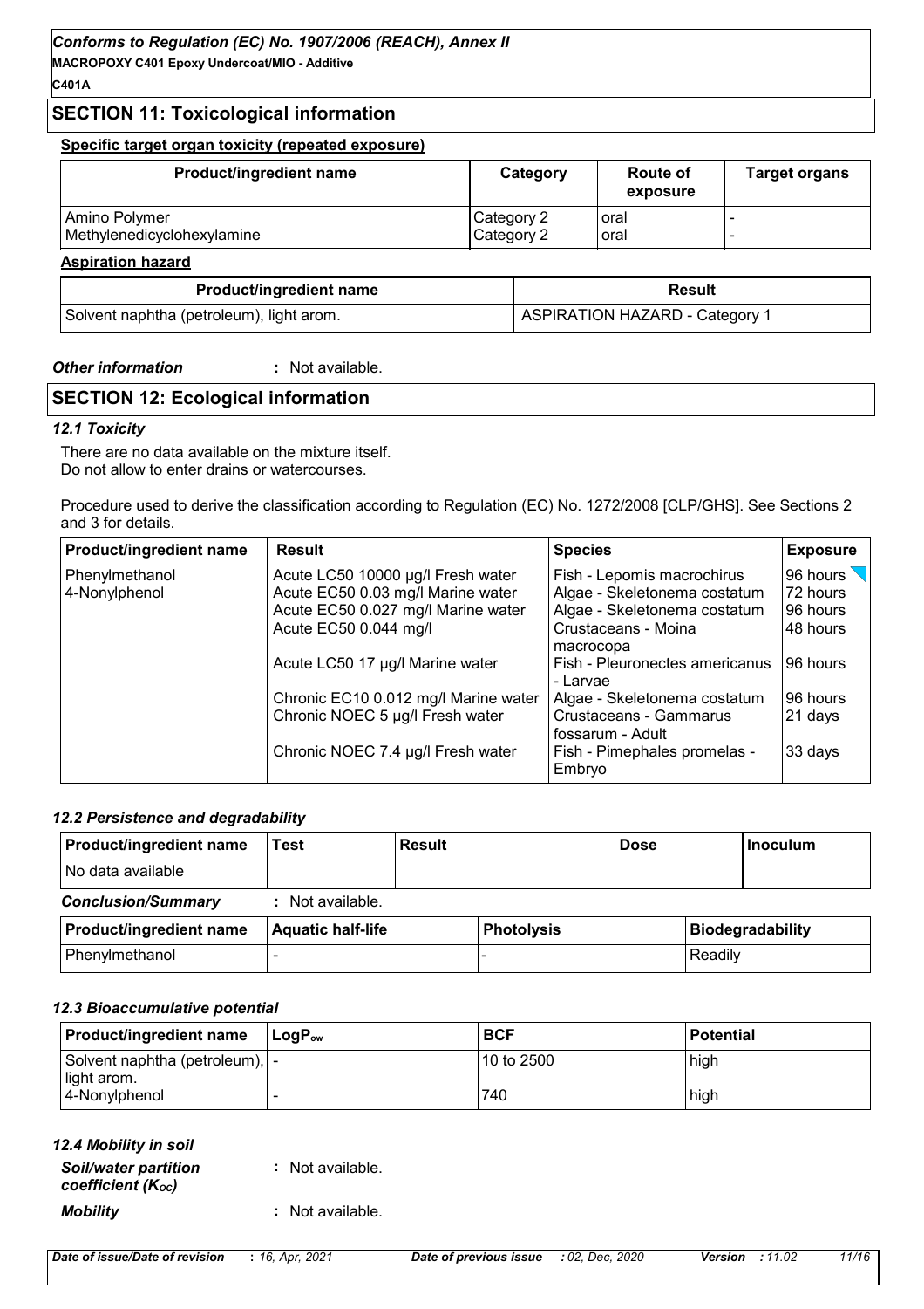## SECTION 11: Toxicological information

**Specific target organ toxicity (repeated exposure)**

| Product/ingredient name | Category | Route of exposure | Target organs |
|---|---|---|---|
| Amino Polymer | Category 2 | oral | - |
| Methylenedicyclohexylamine | Category 2 | oral | - |

**Aspiration hazard**

| Product/ingredient name | Result |
|---|---|
| Solvent naphtha (petroleum), light arom. | ASPIRATION HAZARD - Category 1 |

***Other information*** : Not available.

## SECTION 12: Ecological information

### *12.1 Toxicity*

There are no data available on the mixture itself.
Do not allow to enter drains or watercourses.

Procedure used to derive the classification according to Regulation (EC) No. 1272/2008 [CLP/GHS]. See Sections 2 and 3 for details.

| Product/ingredient name | Result | Species | Exposure |
|---|---|---|---|
| Phenylmethanol | Acute LC50 10000 µg/l Fresh water | Fish - Lepomis macrochirus | 96 hours |
| 4-Nonylphenol | Acute EC50 0.03 mg/l Marine water | Algae - Skeletonema costatum | 72 hours |
| | Acute EC50 0.027 mg/l Marine water | Algae - Skeletonema costatum | 96 hours |
| | Acute EC50 0.044 mg/l | Crustaceans - Moina macrocopa | 48 hours |
| | Acute LC50 17 µg/l Marine water | Fish - Pleuronectes americanus - Larvae | 96 hours |
| | Chronic EC10 0.012 mg/l Marine water | Algae - Skeletonema costatum | 96 hours |
| | Chronic NOEC 5 µg/l Fresh water | Crustaceans - Gammarus fossarum - Adult | 21 days |
| | Chronic NOEC 7.4 µg/l Fresh water | Fish - Pimephales promelas - Embryo | 33 days |

### *12.2 Persistence and degradability*

| Product/ingredient name | Test | Result | Dose | Inoculum |
|---|---|---|---|---|
| No data available | | | | |

***Conclusion/Summary*** : Not available.

| Product/ingredient name | Aquatic half-life | Photolysis | Biodegradability |
|---|---|---|---|
| Phenylmethanol | - | - | Readily |

### *12.3 Bioaccumulative potential*

| Product/ingredient name | $LogP_{ow}$ | BCF | Potential |
|---|---|---|---|
| Solvent naphtha (petroleum), light arom. | - | 10 to 2500 | high |
| 4-Nonylphenol | - | 740 | high |

### *12.4 Mobility in soil*

***Soil/water partition coefficient ($K_{OC}$)*** : Not available.

***Mobility*** : Not available.

*Date of issue/Date of revision* : *16, Apr, 2021* *Date of previous issue* : *02, Dec, 2020* **Version** : *11.02*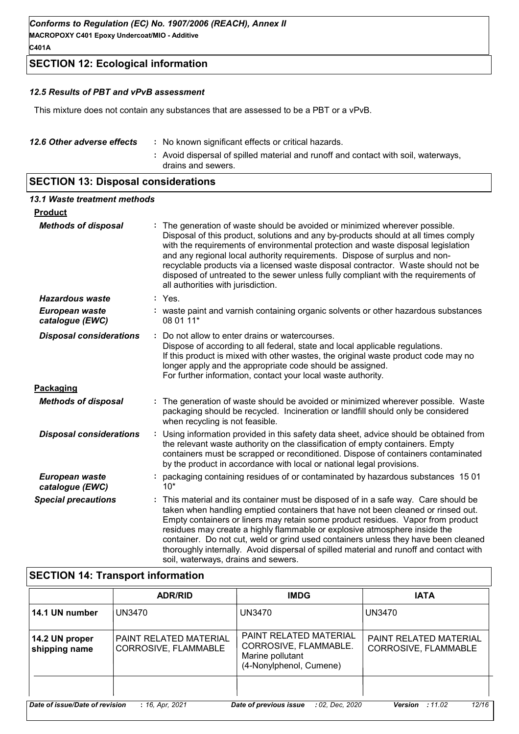## SECTION 12: Ecological information

### *12.5 Results of PBT and vPvB assessment*

This mixture does not contain any substances that are assessed to be a PBT or a vPvB.

***12.6 Other adverse effects*** : No known significant effects or critical hazards.

: Avoid dispersal of spilled material and runoff and contact with soil, waterways, drains and sewers.

## SECTION 13: Disposal considerations

### *13.1 Waste treatment methods*

**Product**

***Methods of disposal*** : The generation of waste should be avoided or minimized wherever possible. Disposal of this product, solutions and any by-products should at all times comply with the requirements of environmental protection and waste disposal legislation and any regional local authority requirements. Dispose of surplus and non-recyclable products via a licensed waste disposal contractor. Waste should not be disposed of untreated to the sewer unless fully compliant with the requirements of all authorities with jurisdiction.

***Hazardous waste*** : Yes.

***European waste catalogue (EWC)*** : waste paint and varnish containing organic solvents or other hazardous substances 08 01 11*

***Disposal considerations*** : Do not allow to enter drains or watercourses.
Dispose of according to all federal, state and local applicable regulations.
If this product is mixed with other wastes, the original waste product code may no longer apply and the appropriate code should be assigned.
For further information, contact your local waste authority.

**Packaging**

***Methods of disposal*** : The generation of waste should be avoided or minimized wherever possible. Waste packaging should be recycled. Incineration or landfill should only be considered when recycling is not feasible.

***Disposal considerations*** : Using information provided in this safety data sheet, advice should be obtained from the relevant waste authority on the classification of empty containers. Empty containers must be scrapped or reconditioned. Dispose of containers contaminated by the product in accordance with local or national legal provisions.

***European waste catalogue (EWC)*** : packaging containing residues of or contaminated by hazardous substances 15 01 10*

***Special precautions*** : This material and its container must be disposed of in a safe way. Care should be taken when handling emptied containers that have not been cleaned or rinsed out. Empty containers or liners may retain some product residues. Vapor from product residues may create a highly flammable or explosive atmosphere inside the container. Do not cut, weld or grind used containers unless they have been cleaned thoroughly internally. Avoid dispersal of spilled material and runoff and contact with soil, waterways, drains and sewers.

## SECTION 14: Transport information

| | ADR/RID | IMDG | IATA |
|---|---|---|---|
| **14.1 UN number** | UN3470 | UN3470 | UN3470 |
| **14.2 UN proper shipping name** | PAINT RELATED MATERIAL CORROSIVE, FLAMMABLE | PAINT RELATED MATERIAL CORROSIVE, FLAMMABLE. Marine pollutant (4-Nonylphenol, Cumene) | PAINT RELATED MATERIAL CORROSIVE, FLAMMABLE |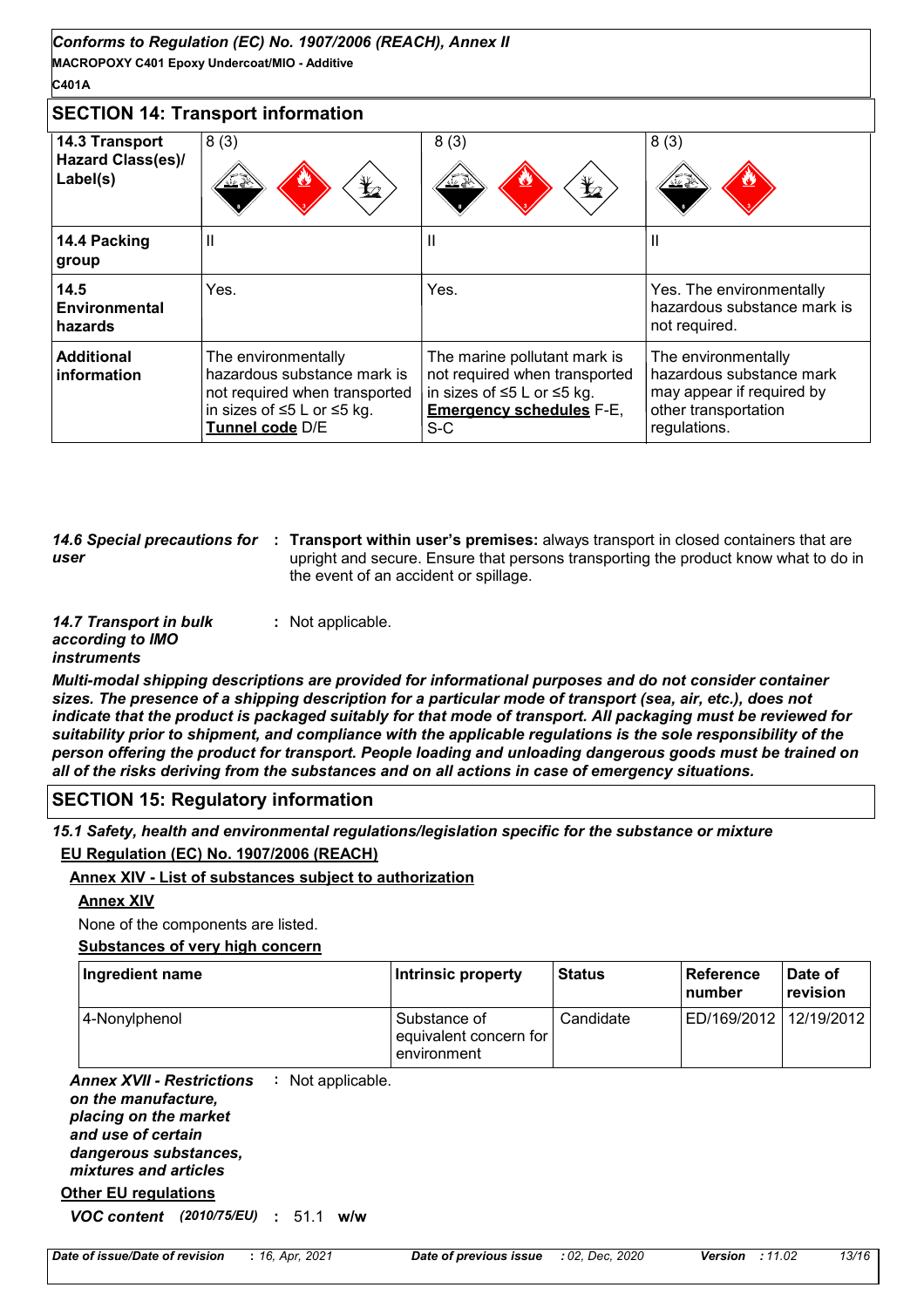## SECTION 14: Transport information

| | | | |
|---|---|---|---|
| **14.3 Transport Hazard Class(es)/ Label(s)** | 8 (3) | 8 (3) | 8 (3) |
| **14.4 Packing group** | II | II | II |
| **14.5 Environmental hazards** | Yes. | Yes. | Yes. The environmentally hazardous substance mark is not required. |
| **Additional information** | The environmentally hazardous substance mark is not required when transported in sizes of ≤5 L or ≤5 kg. **Tunnel code** D/E | The marine pollutant mark is not required when transported in sizes of ≤5 L or ≤5 kg. **Emergency schedules** F-E, S-C | The environmentally hazardous substance mark may appear if required by other transportation regulations. |

***14.6 Special precautions for user*** : **Transport within user's premises:** always transport in closed containers that are upright and secure. Ensure that persons transporting the product know what to do in the event of an accident or spillage.

***14.7 Transport in bulk according to IMO instruments*** : Not applicable.

***Multi-modal shipping descriptions are provided for informational purposes and do not consider container sizes. The presence of a shipping description for a particular mode of transport (sea, air, etc.), does not indicate that the product is packaged suitably for that mode of transport. All packaging must be reviewed for suitability prior to shipment, and compliance with the applicable regulations is the sole responsibility of the person offering the product for transport. People loading and unloading dangerous goods must be trained on all of the risks deriving from the substances and on all actions in case of emergency situations.***

## SECTION 15: Regulatory information

***15.1 Safety, health and environmental regulations/legislation specific for the substance or mixture***

**EU Regulation (EC) No. 1907/2006 (REACH)**

**Annex XIV - List of substances subject to authorization**

**Annex XIV**

None of the components are listed.

**Substances of very high concern**

| Ingredient name | Intrinsic property | Status | Reference number | Date of revision |
|---|---|---|---|---|
| 4-Nonylphenol | Substance of equivalent concern for environment | Candidate | ED/169/2012 | 12/19/2012 |

***Annex XVII - Restrictions on the manufacture, placing on the market and use of certain dangerous substances, mixtures and articles*** : Not applicable.

**Other EU regulations**

***VOC content*** ***(2010/75/EU)*** : 51.1 **w/w**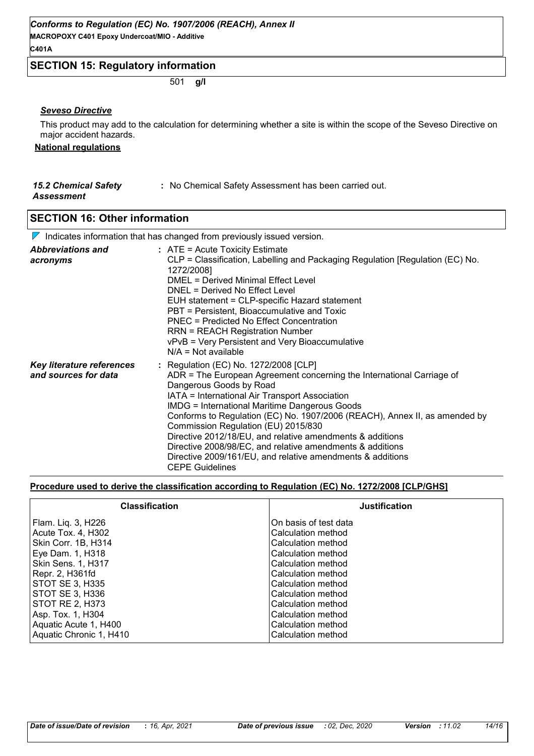## SECTION 15: Regulatory information

501 **g/l**

***Seveso Directive***

This product may add to the calculation for determining whether a site is within the scope of the Seveso Directive on major accident hazards.

**National regulations**

***15.2 Chemical Safety Assessment*** : No Chemical Safety Assessment has been carried out.

## SECTION 16: Other information

Indicates information that has changed from previously issued version.

***Abbreviations and acronyms*** :
ATE = Acute Toxicity Estimate
CLP = Classification, Labelling and Packaging Regulation [Regulation (EC) No. 1272/2008]
DMEL = Derived Minimal Effect Level
DNEL = Derived No Effect Level
EUH statement = CLP-specific Hazard statement
PBT = Persistent, Bioaccumulative and Toxic
PNEC = Predicted No Effect Concentration
RRN = REACH Registration Number
vPvB = Very Persistent and Very Bioaccumulative
N/A = Not available

***Key literature references and sources for data*** :
Regulation (EC) No. 1272/2008 [CLP]
ADR = The European Agreement concerning the International Carriage of Dangerous Goods by Road
IATA = International Air Transport Association
IMDG = International Maritime Dangerous Goods
Conforms to Regulation (EC) No. 1907/2006 (REACH), Annex II, as amended by Commission Regulation (EU) 2015/830
Directive 2012/18/EU, and relative amendments & additions
Directive 2008/98/EC, and relative amendments & additions
Directive 2009/161/EU, and relative amendments & additions
CEPE Guidelines

**Procedure used to derive the classification according to Regulation (EC) No. 1272/2008 [CLP/GHS]**

| Classification | Justification |
|---|---|
| Flam. Liq. 3, H226 | On basis of test data |
| Acute Tox. 4, H302 | Calculation method |
| Skin Corr. 1B, H314 | Calculation method |
| Eye Dam. 1, H318 | Calculation method |
| Skin Sens. 1, H317 | Calculation method |
| Repr. 2, H361fd | Calculation method |
| STOT SE 3, H335 | Calculation method |
| STOT SE 3, H336 | Calculation method |
| STOT RE 2, H373 | Calculation method |
| Asp. Tox. 1, H304 | Calculation method |
| Aquatic Acute 1, H400 | Calculation method |
| Aquatic Chronic 1, H410 | Calculation method |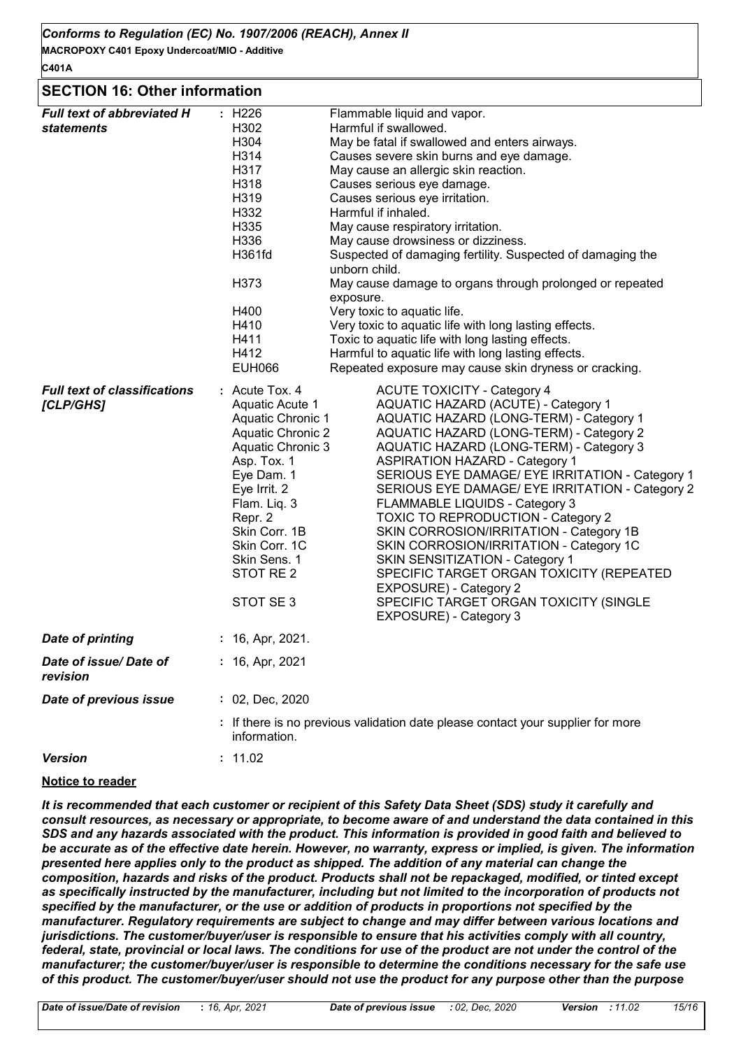## SECTION 16: Other information

**Full text of abbreviated H statements**

| | |
|---|---|
| H226 | Flammable liquid and vapor. |
| H302 | Harmful if swallowed. |
| H304 | May be fatal if swallowed and enters airways. |
| H314 | Causes severe skin burns and eye damage. |
| H317 | May cause an allergic skin reaction. |
| H318 | Causes serious eye damage. |
| H319 | Causes serious eye irritation. |
| H332 | Harmful if inhaled. |
| H335 | May cause respiratory irritation. |
| H336 | May cause drowsiness or dizziness. |
| H361fd | Suspected of damaging fertility. Suspected of damaging the unborn child. |
| H373 | May cause damage to organs through prolonged or repeated exposure. |
| H400 | Very toxic to aquatic life. |
| H410 | Very toxic to aquatic life with long lasting effects. |
| H411 | Toxic to aquatic life with long lasting effects. |
| H412 | Harmful to aquatic life with long lasting effects. |
| EUH066 | Repeated exposure may cause skin dryness or cracking. |

**Full text of classifications [CLP/GHS]**

| | |
|---|---|
| Acute Tox. 4 | ACUTE TOXICITY - Category 4 |
| Aquatic Acute 1 | AQUATIC HAZARD (ACUTE) - Category 1 |
| Aquatic Chronic 1 | AQUATIC HAZARD (LONG-TERM) - Category 1 |
| Aquatic Chronic 2 | AQUATIC HAZARD (LONG-TERM) - Category 2 |
| Aquatic Chronic 3 | AQUATIC HAZARD (LONG-TERM) - Category 3 |
| Asp. Tox. 1 | ASPIRATION HAZARD - Category 1 |
| Eye Dam. 1 | SERIOUS EYE DAMAGE/ EYE IRRITATION - Category 1 |
| Eye Irrit. 2 | SERIOUS EYE DAMAGE/ EYE IRRITATION - Category 2 |
| Flam. Liq. 3 | FLAMMABLE LIQUIDS - Category 3 |
| Repr. 2 | TOXIC TO REPRODUCTION - Category 2 |
| Skin Corr. 1B | SKIN CORROSION/IRRITATION - Category 1B |
| Skin Corr. 1C | SKIN CORROSION/IRRITATION - Category 1C |
| Skin Sens. 1 | SKIN SENSITIZATION - Category 1 |
| STOT RE 2 | SPECIFIC TARGET ORGAN TOXICITY (REPEATED EXPOSURE) - Category 2 |
| STOT SE 3 | SPECIFIC TARGET ORGAN TOXICITY (SINGLE EXPOSURE) - Category 3 |

**Date of printing** : 16, Apr, 2021.

**Date of issue/ Date of revision** : 16, Apr, 2021

**Date of previous issue** : 02, Dec, 2020

: If there is no previous validation date please contact your supplier for more information.

**Version** : 11.02

**Notice to reader**

***It is recommended that each customer or recipient of this Safety Data Sheet (SDS) study it carefully and consult resources, as necessary or appropriate, to become aware of and understand the data contained in this SDS and any hazards associated with the product. This information is provided in good faith and believed to be accurate as of the effective date herein. However, no warranty, express or implied, is given. The information presented here applies only to the product as shipped. The addition of any material can change the composition, hazards and risks of the product. Products shall not be repackaged, modified, or tinted except as specifically instructed by the manufacturer, including but not limited to the incorporation of products not specified by the manufacturer, or the use or addition of products in proportions not specified by the manufacturer. Regulatory requirements are subject to change and may differ between various locations and jurisdictions. The customer/buyer/user is responsible to ensure that his activities comply with all country, federal, state, provincial or local laws. The conditions for use of the product are not under the control of the manufacturer; the customer/buyer/user is responsible to determine the conditions necessary for the safe use of this product. The customer/buyer/user should not use the product for any purpose other than the purpose***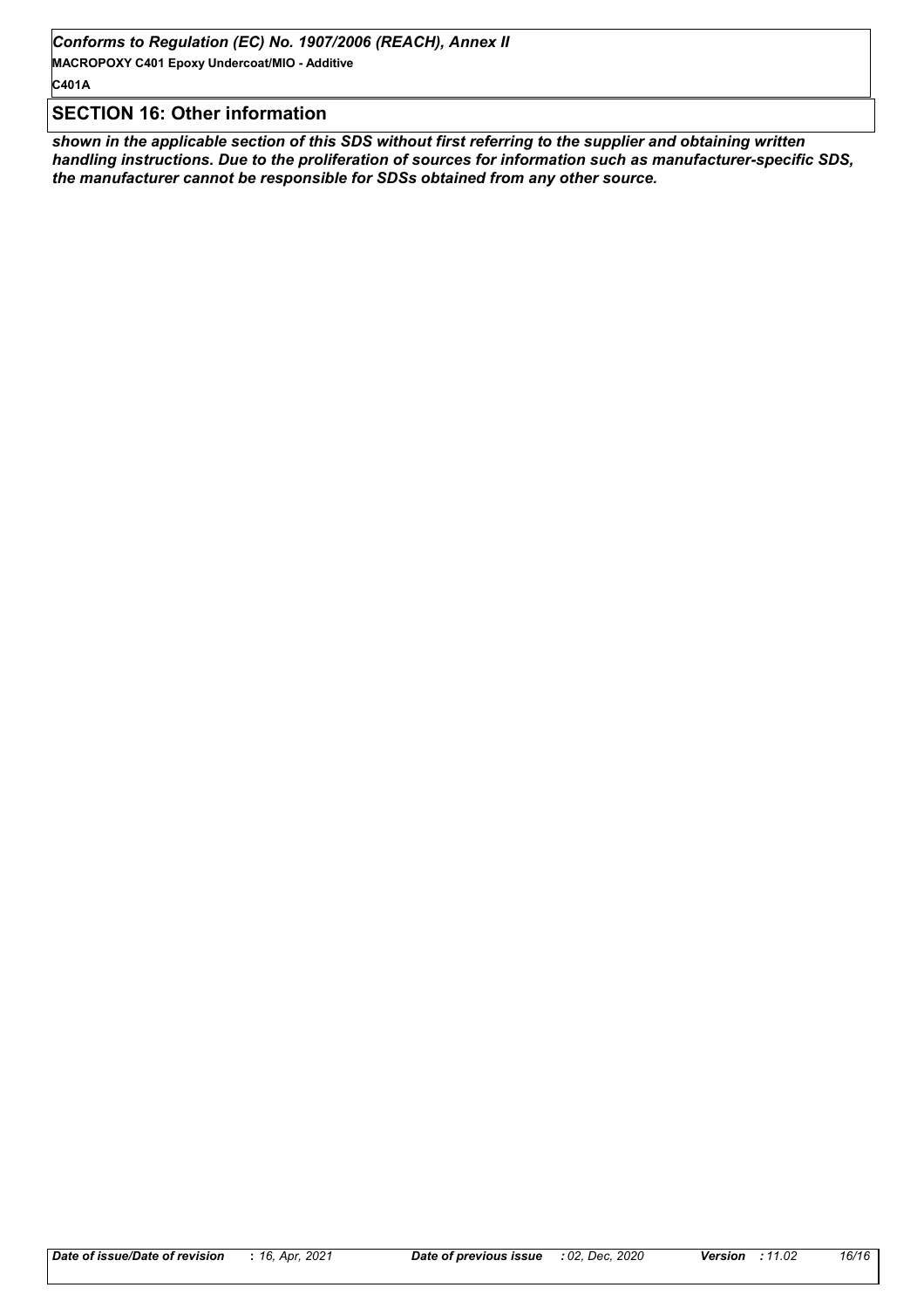## SECTION 16: Other information

***shown in the applicable section of this SDS without first referring to the supplier and obtaining written handling instructions. Due to the proliferation of sources for information such as manufacturer-specific SDS, the manufacturer cannot be responsible for SDSs obtained from any other source.***